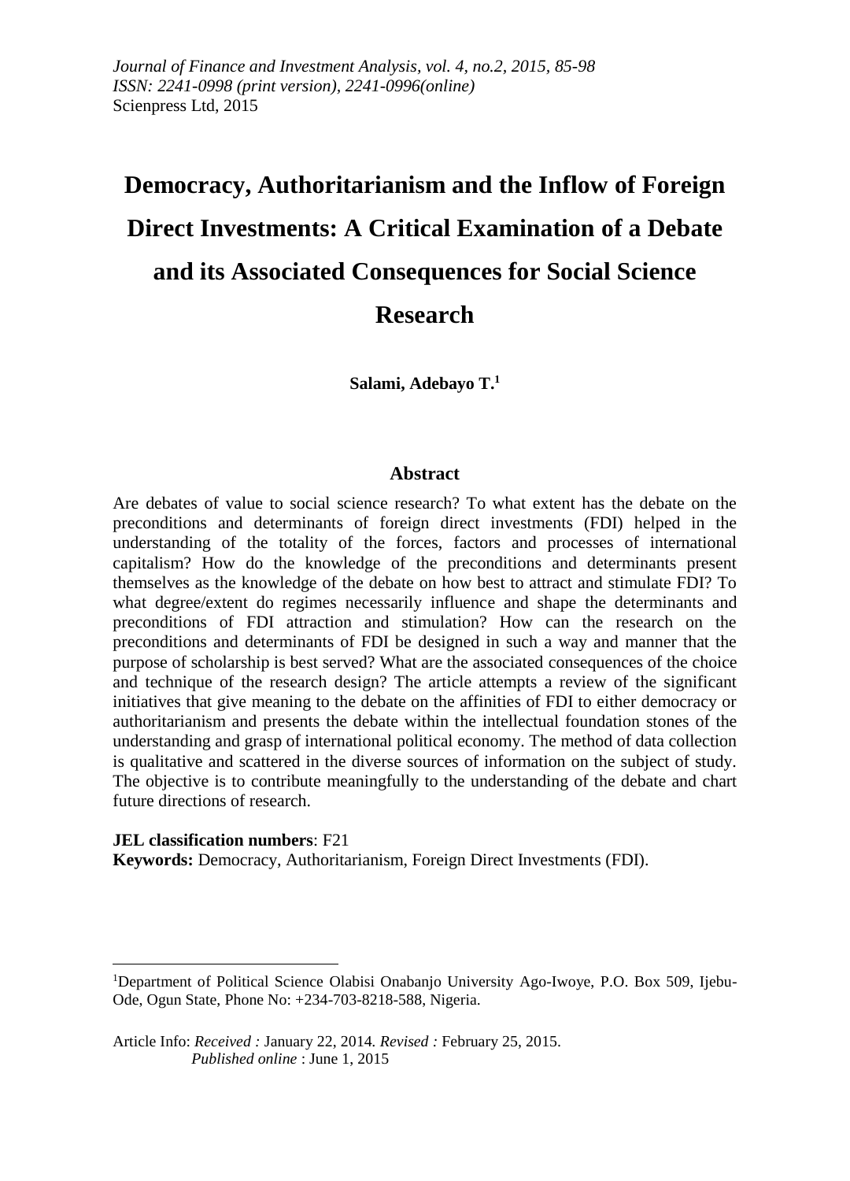*Journal of Finance and Investment Analysis, vol. 4, no.2, 2015, 85-98*
*ISSN: 2241-0998 (print version), 2241-0996(online)*
Scienpress Ltd, 2015

# Democracy, Authoritarianism and the Inflow of Foreign Direct Investments: A Critical Examination of a Debate and its Associated Consequences for Social Science Research

**Salami, Adebayo T.[1]**

## Abstract

Are debates of value to social science research? To what extent has the debate on the preconditions and determinants of foreign direct investments (FDI) helped in the understanding of the totality of the forces, factors and processes of international capitalism? How do the knowledge of the preconditions and determinants present themselves as the knowledge of the debate on how best to attract and stimulate FDI? To what degree/extent do regimes necessarily influence and shape the determinants and preconditions of FDI attraction and stimulation? How can the research on the preconditions and determinants of FDI be designed in such a way and manner that the purpose of scholarship is best served? What are the associated consequences of the choice and technique of the research design? The article attempts a review of the significant initiatives that give meaning to the debate on the affinities of FDI to either democracy or authoritarianism and presents the debate within the intellectual foundation stones of the understanding and grasp of international political economy. The method of data collection is qualitative and scattered in the diverse sources of information on the subject of study. The objective is to contribute meaningfully to the understanding of the debate and chart future directions of research.

**JEL classification numbers**: F21
**Keywords:** Democracy, Authoritarianism, Foreign Direct Investments (FDI).

---

[1]Department of Political Science Olabisi Onabanjo University Ago-Iwoye, P.O. Box 509, Ijebu-Ode, Ogun State, Phone No: +234-703-8218-588, Nigeria.

Article Info: *Received :* January 22, 2014. *Revised :* February 25, 2015.
*Published online* : June 1, 2015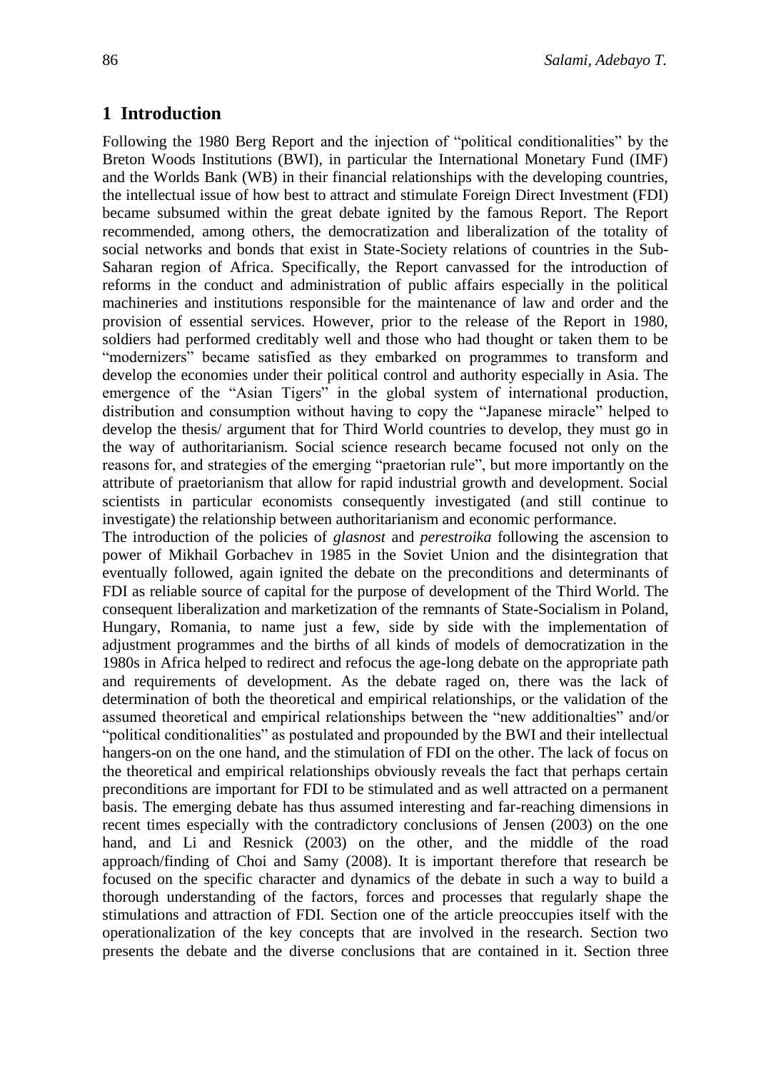## 1 Introduction

Following the 1980 Berg Report and the injection of "political conditionalities" by the Breton Woods Institutions (BWI), in particular the International Monetary Fund (IMF) and the Worlds Bank (WB) in their financial relationships with the developing countries, the intellectual issue of how best to attract and stimulate Foreign Direct Investment (FDI) became subsumed within the great debate ignited by the famous Report. The Report recommended, among others, the democratization and liberalization of the totality of social networks and bonds that exist in State-Society relations of countries in the Sub-Saharan region of Africa. Specifically, the Report canvassed for the introduction of reforms in the conduct and administration of public affairs especially in the political machineries and institutions responsible for the maintenance of law and order and the provision of essential services. However, prior to the release of the Report in 1980, soldiers had performed creditably well and those who had thought or taken them to be "modernizers" became satisfied as they embarked on programmes to transform and develop the economies under their political control and authority especially in Asia. The emergence of the "Asian Tigers" in the global system of international production, distribution and consumption without having to copy the "Japanese miracle" helped to develop the thesis/ argument that for Third World countries to develop, they must go in the way of authoritarianism. Social science research became focused not only on the reasons for, and strategies of the emerging "praetorian rule", but more importantly on the attribute of praetorianism that allow for rapid industrial growth and development. Social scientists in particular economists consequently investigated (and still continue to investigate) the relationship between authoritarianism and economic performance.

The introduction of the policies of *glasnost* and *perestroika* following the ascension to power of Mikhail Gorbachev in 1985 in the Soviet Union and the disintegration that eventually followed, again ignited the debate on the preconditions and determinants of FDI as reliable source of capital for the purpose of development of the Third World. The consequent liberalization and marketization of the remnants of State-Socialism in Poland, Hungary, Romania, to name just a few, side by side with the implementation of adjustment programmes and the births of all kinds of models of democratization in the 1980s in Africa helped to redirect and refocus the age-long debate on the appropriate path and requirements of development. As the debate raged on, there was the lack of determination of both the theoretical and empirical relationships, or the validation of the assumed theoretical and empirical relationships between the "new additionalties" and/or "political conditionalities" as postulated and propounded by the BWI and their intellectual hangers-on on the one hand, and the stimulation of FDI on the other. The lack of focus on the theoretical and empirical relationships obviously reveals the fact that perhaps certain preconditions are important for FDI to be stimulated and as well attracted on a permanent basis. The emerging debate has thus assumed interesting and far-reaching dimensions in recent times especially with the contradictory conclusions of Jensen (2003) on the one hand, and Li and Resnick (2003) on the other, and the middle of the road approach/finding of Choi and Samy (2008). It is important therefore that research be focused on the specific character and dynamics of the debate in such a way to build a thorough understanding of the factors, forces and processes that regularly shape the stimulations and attraction of FDI. Section one of the article preoccupies itself with the operationalization of the key concepts that are involved in the research. Section two presents the debate and the diverse conclusions that are contained in it. Section three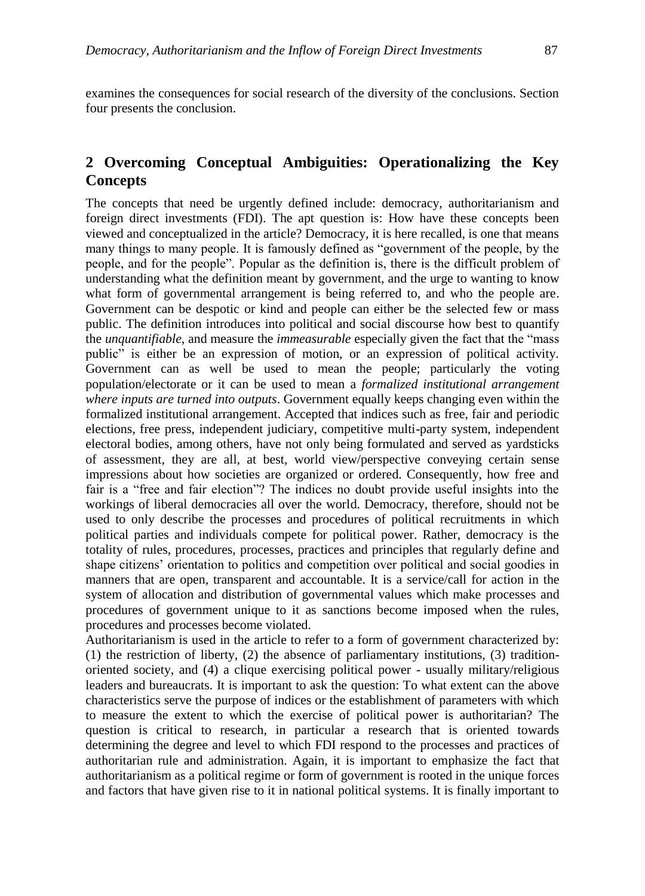examines the consequences for social research of the diversity of the conclusions. Section four presents the conclusion.

## 2 Overcoming Conceptual Ambiguities: Operationalizing the Key Concepts

The concepts that need be urgently defined include: democracy, authoritarianism and foreign direct investments (FDI). The apt question is: How have these concepts been viewed and conceptualized in the article? Democracy, it is here recalled, is one that means many things to many people. It is famously defined as "government of the people, by the people, and for the people". Popular as the definition is, there is the difficult problem of understanding what the definition meant by government, and the urge to wanting to know what form of governmental arrangement is being referred to, and who the people are. Government can be despotic or kind and people can either be the selected few or mass public. The definition introduces into political and social discourse how best to quantify the *unquantifiable*, and measure the *immeasurable* especially given the fact that the "mass public" is either be an expression of motion, or an expression of political activity. Government can as well be used to mean the people; particularly the voting population/electorate or it can be used to mean a *formalized institutional arrangement where inputs are turned into outputs*. Government equally keeps changing even within the formalized institutional arrangement. Accepted that indices such as free, fair and periodic elections, free press, independent judiciary, competitive multi-party system, independent electoral bodies, among others, have not only being formulated and served as yardsticks of assessment, they are all, at best, world view/perspective conveying certain sense impressions about how societies are organized or ordered. Consequently, how free and fair is a "free and fair election"? The indices no doubt provide useful insights into the workings of liberal democracies all over the world. Democracy, therefore, should not be used to only describe the processes and procedures of political recruitments in which political parties and individuals compete for political power. Rather, democracy is the totality of rules, procedures, processes, practices and principles that regularly define and shape citizens' orientation to politics and competition over political and social goodies in manners that are open, transparent and accountable. It is a service/call for action in the system of allocation and distribution of governmental values which make processes and procedures of government unique to it as sanctions become imposed when the rules, procedures and processes become violated.

Authoritarianism is used in the article to refer to a form of government characterized by: (1) the restriction of liberty, (2) the absence of parliamentary institutions, (3) tradition-oriented society, and (4) a clique exercising political power - usually military/religious leaders and bureaucrats. It is important to ask the question: To what extent can the above characteristics serve the purpose of indices or the establishment of parameters with which to measure the extent to which the exercise of political power is authoritarian? The question is critical to research, in particular a research that is oriented towards determining the degree and level to which FDI respond to the processes and practices of authoritarian rule and administration. Again, it is important to emphasize the fact that authoritarianism as a political regime or form of government is rooted in the unique forces and factors that have given rise to it in national political systems. It is finally important to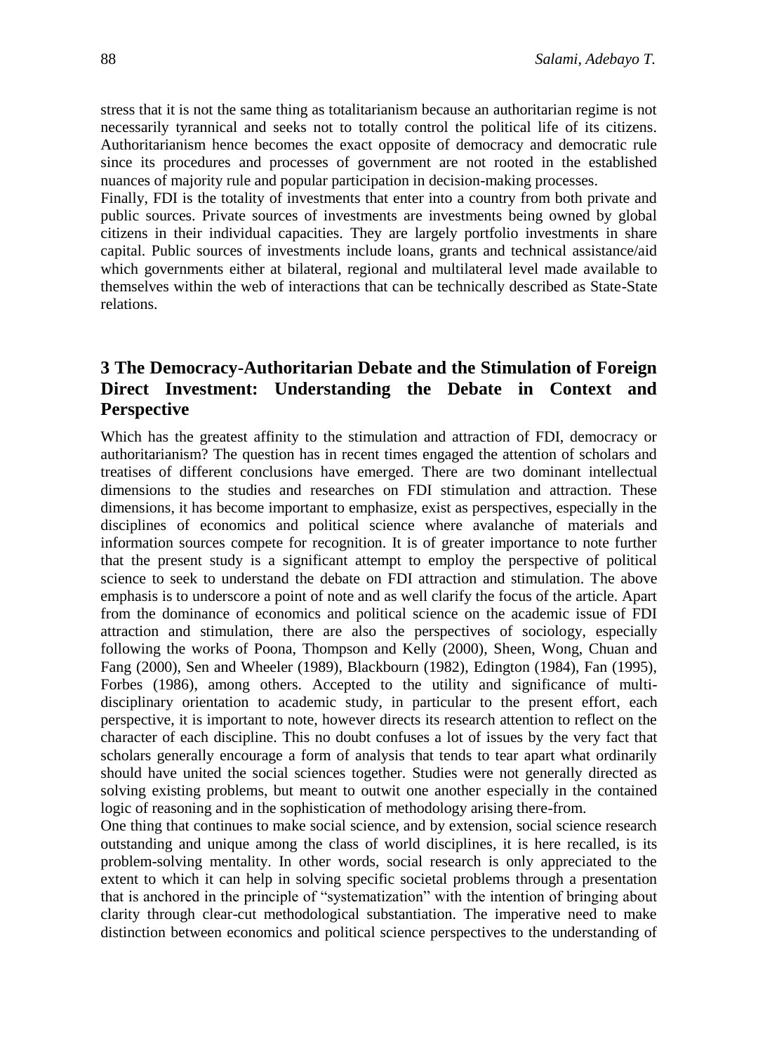stress that it is not the same thing as totalitarianism because an authoritarian regime is not necessarily tyrannical and seeks not to totally control the political life of its citizens. Authoritarianism hence becomes the exact opposite of democracy and democratic rule since its procedures and processes of government are not rooted in the established nuances of majority rule and popular participation in decision-making processes.

Finally, FDI is the totality of investments that enter into a country from both private and public sources. Private sources of investments are investments being owned by global citizens in their individual capacities. They are largely portfolio investments in share capital. Public sources of investments include loans, grants and technical assistance/aid which governments either at bilateral, regional and multilateral level made available to themselves within the web of interactions that can be technically described as State-State relations.

## 3 The Democracy-Authoritarian Debate and the Stimulation of Foreign Direct Investment: Understanding the Debate in Context and Perspective

Which has the greatest affinity to the stimulation and attraction of FDI, democracy or authoritarianism? The question has in recent times engaged the attention of scholars and treatises of different conclusions have emerged. There are two dominant intellectual dimensions to the studies and researches on FDI stimulation and attraction. These dimensions, it has become important to emphasize, exist as perspectives, especially in the disciplines of economics and political science where avalanche of materials and information sources compete for recognition. It is of greater importance to note further that the present study is a significant attempt to employ the perspective of political science to seek to understand the debate on FDI attraction and stimulation. The above emphasis is to underscore a point of note and as well clarify the focus of the article. Apart from the dominance of economics and political science on the academic issue of FDI attraction and stimulation, there are also the perspectives of sociology, especially following the works of Poona, Thompson and Kelly (2000), Sheen, Wong, Chuan and Fang (2000), Sen and Wheeler (1989), Blackbourn (1982), Edington (1984), Fan (1995), Forbes (1986), among others. Accepted to the utility and significance of multi-disciplinary orientation to academic study, in particular to the present effort, each perspective, it is important to note, however directs its research attention to reflect on the character of each discipline. This no doubt confuses a lot of issues by the very fact that scholars generally encourage a form of analysis that tends to tear apart what ordinarily should have united the social sciences together. Studies were not generally directed as solving existing problems, but meant to outwit one another especially in the contained logic of reasoning and in the sophistication of methodology arising there-from.

One thing that continues to make social science, and by extension, social science research outstanding and unique among the class of world disciplines, it is here recalled, is its problem-solving mentality. In other words, social research is only appreciated to the extent to which it can help in solving specific societal problems through a presentation that is anchored in the principle of "systematization" with the intention of bringing about clarity through clear-cut methodological substantiation. The imperative need to make distinction between economics and political science perspectives to the understanding of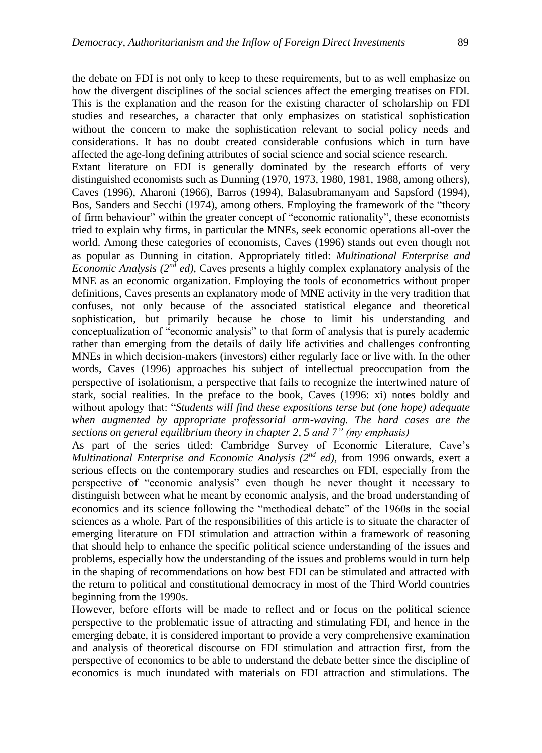the debate on FDI is not only to keep to these requirements, but to as well emphasize on how the divergent disciplines of the social sciences affect the emerging treatises on FDI. This is the explanation and the reason for the existing character of scholarship on FDI studies and researches, a character that only emphasizes on statistical sophistication without the concern to make the sophistication relevant to social policy needs and considerations. It has no doubt created considerable confusions which in turn have affected the age-long defining attributes of social science and social science research.

Extant literature on FDI is generally dominated by the research efforts of very distinguished economists such as Dunning (1970, 1973, 1980, 1981, 1988, among others), Caves (1996), Aharoni (1966), Barros (1994), Balasubramanyam and Sapsford (1994), Bos, Sanders and Secchi (1974), among others. Employing the framework of the "theory of firm behaviour" within the greater concept of "economic rationality", these economists tried to explain why firms, in particular the MNEs, seek economic operations all-over the world. Among these categories of economists, Caves (1996) stands out even though not as popular as Dunning in citation. Appropriately titled: *Multinational Enterprise and Economic Analysis (2nd ed)*, Caves presents a highly complex explanatory analysis of the MNE as an economic organization. Employing the tools of econometrics without proper definitions, Caves presents an explanatory mode of MNE activity in the very tradition that confuses, not only because of the associated statistical elegance and theoretical sophistication, but primarily because he chose to limit his understanding and conceptualization of "economic analysis" to that form of analysis that is purely academic rather than emerging from the details of daily life activities and challenges confronting MNEs in which decision-makers (investors) either regularly face or live with. In the other words, Caves (1996) approaches his subject of intellectual preoccupation from the perspective of isolationism, a perspective that fails to recognize the intertwined nature of stark, social realities. In the preface to the book, Caves (1996: xi) notes boldly and without apology that: "*Students will find these expositions terse but (one hope) adequate when augmented by appropriate professorial arm-waving. The hard cases are the sections on general equilibrium theory in chapter 2, 5 and 7" (my emphasis)*

As part of the series titled: Cambridge Survey of Economic Literature, Cave's *Multinational Enterprise and Economic Analysis (2nd ed)*, from 1996 onwards, exert a serious effects on the contemporary studies and researches on FDI, especially from the perspective of "economic analysis" even though he never thought it necessary to distinguish between what he meant by economic analysis, and the broad understanding of economics and its science following the "methodical debate" of the 1960s in the social sciences as a whole. Part of the responsibilities of this article is to situate the character of emerging literature on FDI stimulation and attraction within a framework of reasoning that should help to enhance the specific political science understanding of the issues and problems, especially how the understanding of the issues and problems would in turn help in the shaping of recommendations on how best FDI can be stimulated and attracted with the return to political and constitutional democracy in most of the Third World countries beginning from the 1990s.

However, before efforts will be made to reflect and or focus on the political science perspective to the problematic issue of attracting and stimulating FDI, and hence in the emerging debate, it is considered important to provide a very comprehensive examination and analysis of theoretical discourse on FDI stimulation and attraction first, from the perspective of economics to be able to understand the debate better since the discipline of economics is much inundated with materials on FDI attraction and stimulations. The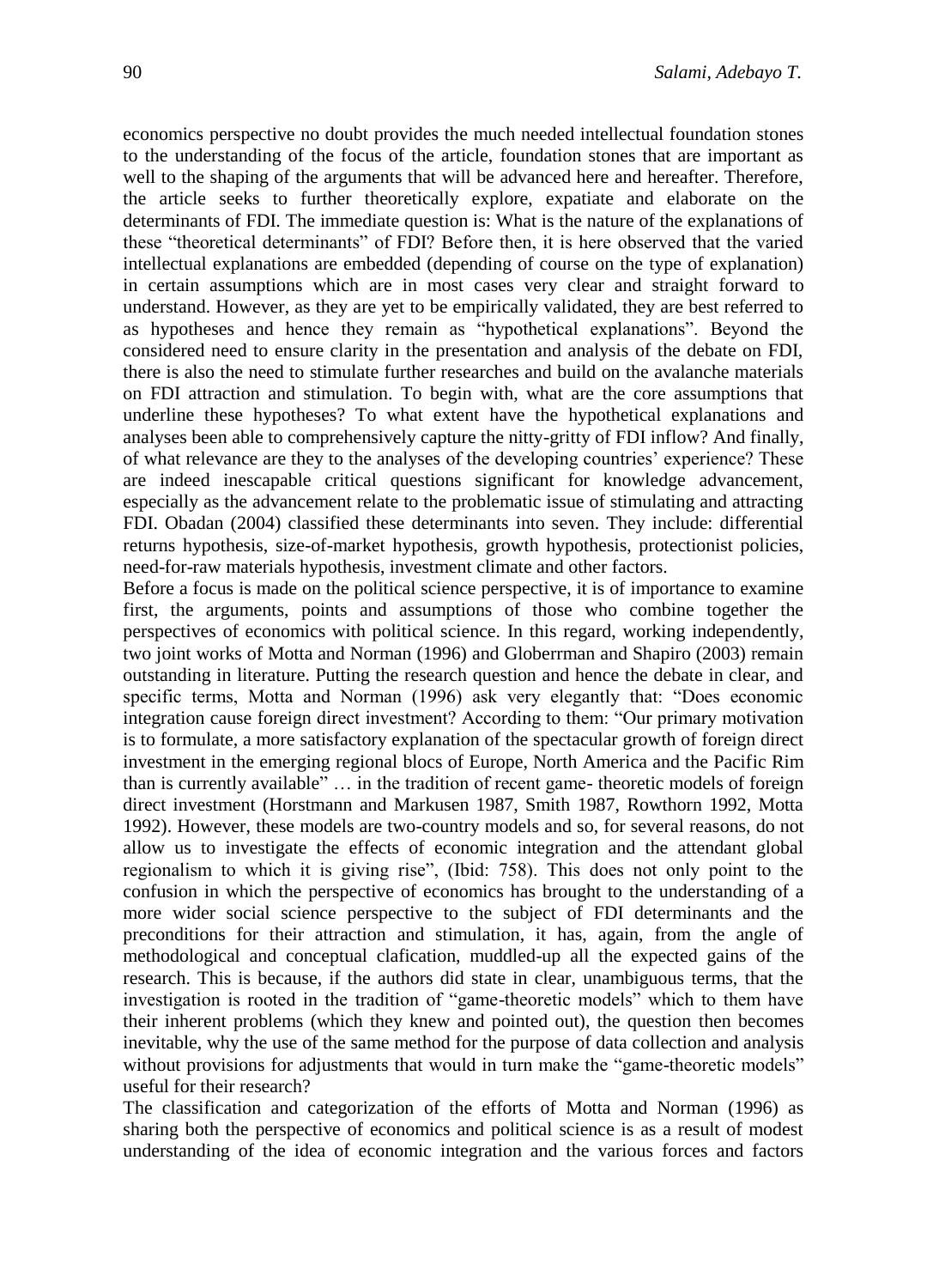economics perspective no doubt provides the much needed intellectual foundation stones to the understanding of the focus of the article, foundation stones that are important as well to the shaping of the arguments that will be advanced here and hereafter. Therefore, the article seeks to further theoretically explore, expatiate and elaborate on the determinants of FDI. The immediate question is: What is the nature of the explanations of these "theoretical determinants" of FDI? Before then, it is here observed that the varied intellectual explanations are embedded (depending of course on the type of explanation) in certain assumptions which are in most cases very clear and straight forward to understand. However, as they are yet to be empirically validated, they are best referred to as hypotheses and hence they remain as "hypothetical explanations". Beyond the considered need to ensure clarity in the presentation and analysis of the debate on FDI, there is also the need to stimulate further researches and build on the avalanche materials on FDI attraction and stimulation. To begin with, what are the core assumptions that underline these hypotheses? To what extent have the hypothetical explanations and analyses been able to comprehensively capture the nitty-gritty of FDI inflow? And finally, of what relevance are they to the analyses of the developing countries' experience? These are indeed inescapable critical questions significant for knowledge advancement, especially as the advancement relate to the problematic issue of stimulating and attracting FDI. Obadan (2004) classified these determinants into seven. They include: differential returns hypothesis, size-of-market hypothesis, growth hypothesis, protectionist policies, need-for-raw materials hypothesis, investment climate and other factors.

Before a focus is made on the political science perspective, it is of importance to examine first, the arguments, points and assumptions of those who combine together the perspectives of economics with political science. In this regard, working independently, two joint works of Motta and Norman (1996) and Globerrman and Shapiro (2003) remain outstanding in literature. Putting the research question and hence the debate in clear, and specific terms, Motta and Norman (1996) ask very elegantly that: "Does economic integration cause foreign direct investment? According to them: "Our primary motivation is to formulate, a more satisfactory explanation of the spectacular growth of foreign direct investment in the emerging regional blocs of Europe, North America and the Pacific Rim than is currently available" … in the tradition of recent game- theoretic models of foreign direct investment (Horstmann and Markusen 1987, Smith 1987, Rowthorn 1992, Motta 1992). However, these models are two-country models and so, for several reasons, do not allow us to investigate the effects of economic integration and the attendant global regionalism to which it is giving rise", (Ibid: 758). This does not only point to the confusion in which the perspective of economics has brought to the understanding of a more wider social science perspective to the subject of FDI determinants and the preconditions for their attraction and stimulation, it has, again, from the angle of methodological and conceptual clafication, muddled-up all the expected gains of the research. This is because, if the authors did state in clear, unambiguous terms, that the investigation is rooted in the tradition of "game-theoretic models" which to them have their inherent problems (which they knew and pointed out), the question then becomes inevitable, why the use of the same method for the purpose of data collection and analysis without provisions for adjustments that would in turn make the "game-theoretic models" useful for their research?

The classification and categorization of the efforts of Motta and Norman (1996) as sharing both the perspective of economics and political science is as a result of modest understanding of the idea of economic integration and the various forces and factors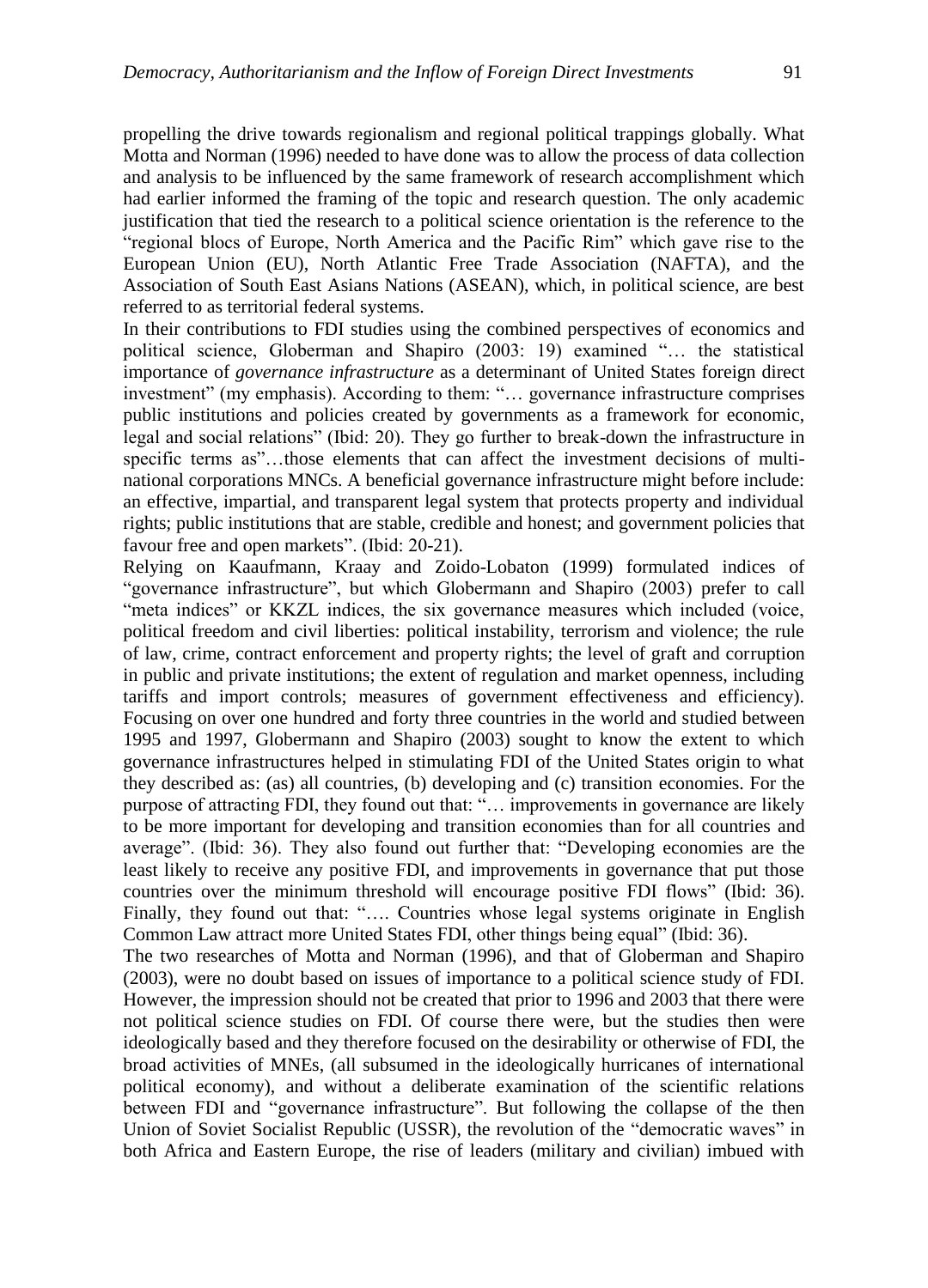propelling the drive towards regionalism and regional political trappings globally. What Motta and Norman (1996) needed to have done was to allow the process of data collection and analysis to be influenced by the same framework of research accomplishment which had earlier informed the framing of the topic and research question. The only academic justification that tied the research to a political science orientation is the reference to the "regional blocs of Europe, North America and the Pacific Rim" which gave rise to the European Union (EU), North Atlantic Free Trade Association (NAFTA), and the Association of South East Asians Nations (ASEAN), which, in political science, are best referred to as territorial federal systems.

In their contributions to FDI studies using the combined perspectives of economics and political science, Globerman and Shapiro (2003: 19) examined "… the statistical importance of *governance infrastructure* as a determinant of United States foreign direct investment" (my emphasis). According to them: "… governance infrastructure comprises public institutions and policies created by governments as a framework for economic, legal and social relations" (Ibid: 20). They go further to break-down the infrastructure in specific terms as"…those elements that can affect the investment decisions of multi-national corporations MNCs. A beneficial governance infrastructure might before include: an effective, impartial, and transparent legal system that protects property and individual rights; public institutions that are stable, credible and honest; and government policies that favour free and open markets". (Ibid: 20-21).

Relying on Kaaufmann, Kraay and Zoido-Lobaton (1999) formulated indices of "governance infrastructure", but which Globermann and Shapiro (2003) prefer to call "meta indices" or KKZL indices, the six governance measures which included (voice, political freedom and civil liberties: political instability, terrorism and violence; the rule of law, crime, contract enforcement and property rights; the level of graft and corruption in public and private institutions; the extent of regulation and market openness, including tariffs and import controls; measures of government effectiveness and efficiency). Focusing on over one hundred and forty three countries in the world and studied between 1995 and 1997, Globermann and Shapiro (2003) sought to know the extent to which governance infrastructures helped in stimulating FDI of the United States origin to what they described as: (as) all countries, (b) developing and (c) transition economies. For the purpose of attracting FDI, they found out that: "… improvements in governance are likely to be more important for developing and transition economies than for all countries and average". (Ibid: 36). They also found out further that: "Developing economies are the least likely to receive any positive FDI, and improvements in governance that put those countries over the minimum threshold will encourage positive FDI flows" (Ibid: 36). Finally, they found out that: "…. Countries whose legal systems originate in English Common Law attract more United States FDI, other things being equal" (Ibid: 36).

The two researches of Motta and Norman (1996), and that of Globerman and Shapiro (2003), were no doubt based on issues of importance to a political science study of FDI. However, the impression should not be created that prior to 1996 and 2003 that there were not political science studies on FDI. Of course there were, but the studies then were ideologically based and they therefore focused on the desirability or otherwise of FDI, the broad activities of MNEs, (all subsumed in the ideologically hurricanes of international political economy), and without a deliberate examination of the scientific relations between FDI and "governance infrastructure". But following the collapse of the then Union of Soviet Socialist Republic (USSR), the revolution of the "democratic waves" in both Africa and Eastern Europe, the rise of leaders (military and civilian) imbued with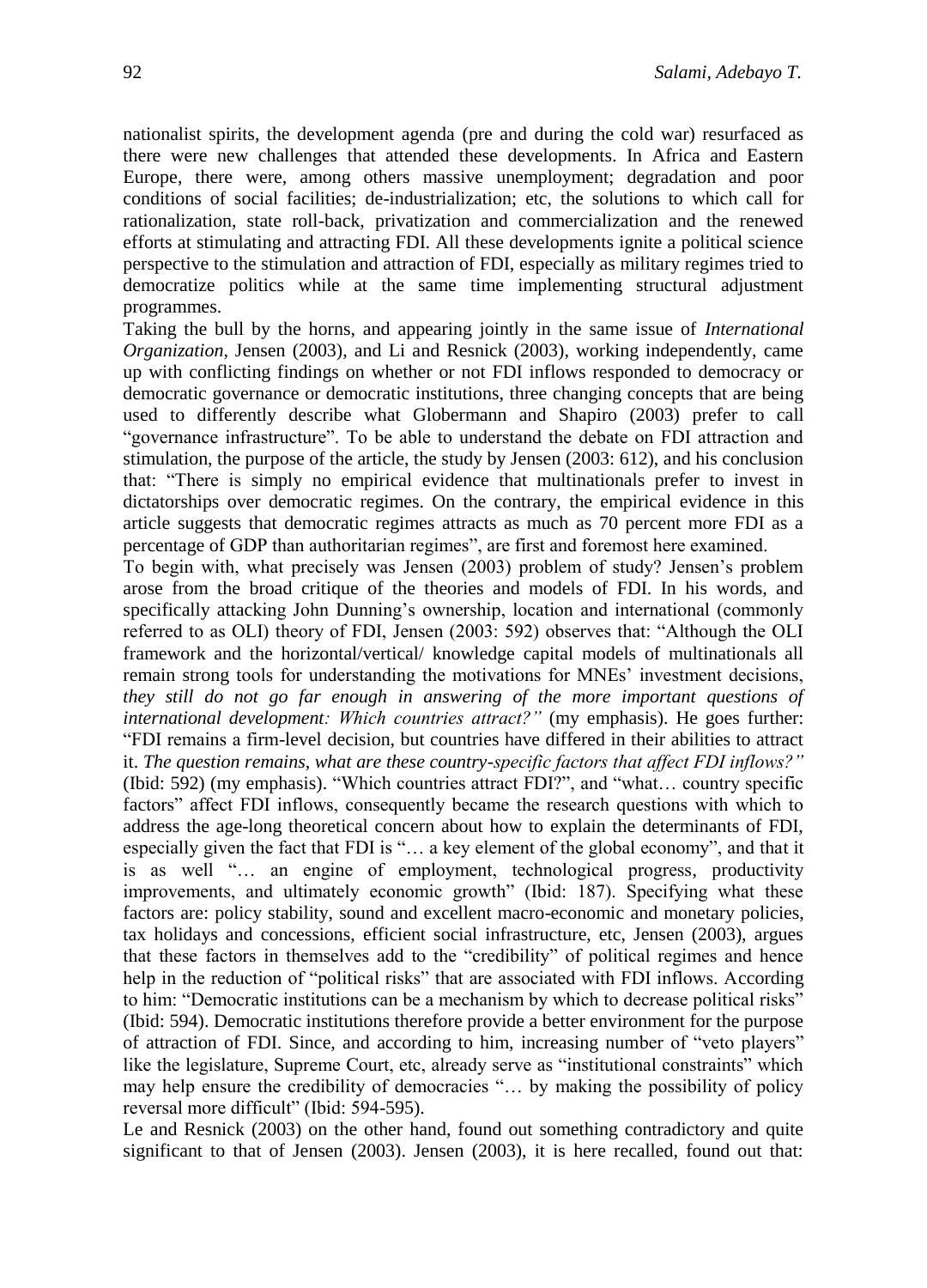nationalist spirits, the development agenda (pre and during the cold war) resurfaced as there were new challenges that attended these developments. In Africa and Eastern Europe, there were, among others massive unemployment; degradation and poor conditions of social facilities; de-industrialization; etc, the solutions to which call for rationalization, state roll-back, privatization and commercialization and the renewed efforts at stimulating and attracting FDI. All these developments ignite a political science perspective to the stimulation and attraction of FDI, especially as military regimes tried to democratize politics while at the same time implementing structural adjustment programmes.

Taking the bull by the horns, and appearing jointly in the same issue of *International Organization*, Jensen (2003), and Li and Resnick (2003), working independently, came up with conflicting findings on whether or not FDI inflows responded to democracy or democratic governance or democratic institutions, three changing concepts that are being used to differently describe what Globermann and Shapiro (2003) prefer to call "governance infrastructure". To be able to understand the debate on FDI attraction and stimulation, the purpose of the article, the study by Jensen (2003: 612), and his conclusion that: "There is simply no empirical evidence that multinationals prefer to invest in dictatorships over democratic regimes. On the contrary, the empirical evidence in this article suggests that democratic regimes attracts as much as 70 percent more FDI as a percentage of GDP than authoritarian regimes", are first and foremost here examined.

To begin with, what precisely was Jensen (2003) problem of study? Jensen's problem arose from the broad critique of the theories and models of FDI. In his words, and specifically attacking John Dunning's ownership, location and international (commonly referred to as OLI) theory of FDI, Jensen (2003: 592) observes that: "Although the OLI framework and the horizontal/vertical/ knowledge capital models of multinationals all remain strong tools for understanding the motivations for MNEs' investment decisions, *they still do not go far enough in answering of the more important questions of international development: Which countries attract?"* (my emphasis). He goes further: "FDI remains a firm-level decision, but countries have differed in their abilities to attract it. *The question remains, what are these country-specific factors that affect FDI inflows?"* (Ibid: 592) (my emphasis). "Which countries attract FDI?", and "what… country specific factors" affect FDI inflows, consequently became the research questions with which to address the age-long theoretical concern about how to explain the determinants of FDI, especially given the fact that FDI is "… a key element of the global economy", and that it is as well "… an engine of employment, technological progress, productivity improvements, and ultimately economic growth" (Ibid: 187). Specifying what these factors are: policy stability, sound and excellent macro-economic and monetary policies, tax holidays and concessions, efficient social infrastructure, etc, Jensen (2003), argues that these factors in themselves add to the "credibility" of political regimes and hence help in the reduction of "political risks" that are associated with FDI inflows. According to him: "Democratic institutions can be a mechanism by which to decrease political risks" (Ibid: 594). Democratic institutions therefore provide a better environment for the purpose of attraction of FDI. Since, and according to him, increasing number of "veto players" like the legislature, Supreme Court, etc, already serve as "institutional constraints" which may help ensure the credibility of democracies "… by making the possibility of policy reversal more difficult" (Ibid: 594-595).

Le and Resnick (2003) on the other hand, found out something contradictory and quite significant to that of Jensen (2003). Jensen (2003), it is here recalled, found out that: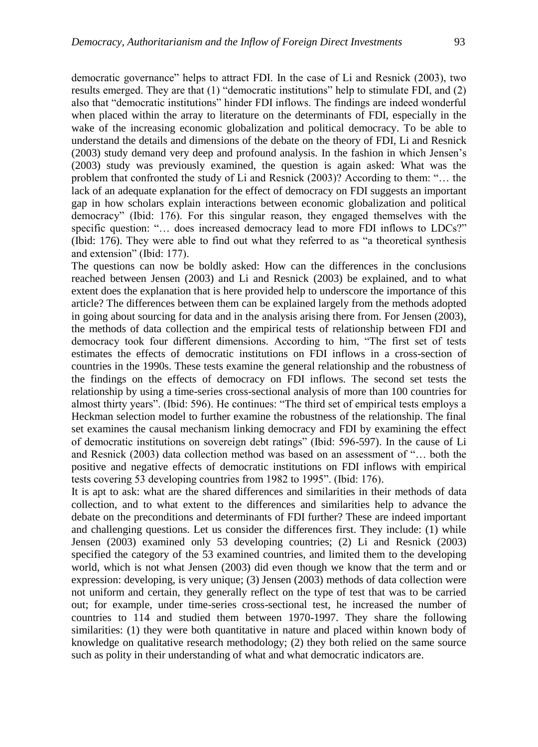democratic governance" helps to attract FDI. In the case of Li and Resnick (2003), two results emerged. They are that (1) "democratic institutions" help to stimulate FDI, and (2) also that "democratic institutions" hinder FDI inflows. The findings are indeed wonderful when placed within the array to literature on the determinants of FDI, especially in the wake of the increasing economic globalization and political democracy. To be able to understand the details and dimensions of the debate on the theory of FDI, Li and Resnick (2003) study demand very deep and profound analysis. In the fashion in which Jensen's (2003) study was previously examined, the question is again asked: What was the problem that confronted the study of Li and Resnick (2003)? According to them: "… the lack of an adequate explanation for the effect of democracy on FDI suggests an important gap in how scholars explain interactions between economic globalization and political democracy" (Ibid: 176). For this singular reason, they engaged themselves with the specific question: "… does increased democracy lead to more FDI inflows to LDCs?" (Ibid: 176). They were able to find out what they referred to as "a theoretical synthesis and extension" (Ibid: 177).

The questions can now be boldly asked: How can the differences in the conclusions reached between Jensen (2003) and Li and Resnick (2003) be explained, and to what extent does the explanation that is here provided help to underscore the importance of this article? The differences between them can be explained largely from the methods adopted in going about sourcing for data and in the analysis arising there from. For Jensen (2003), the methods of data collection and the empirical tests of relationship between FDI and democracy took four different dimensions. According to him, "The first set of tests estimates the effects of democratic institutions on FDI inflows in a cross-section of countries in the 1990s. These tests examine the general relationship and the robustness of the findings on the effects of democracy on FDI inflows. The second set tests the relationship by using a time-series cross-sectional analysis of more than 100 countries for almost thirty years". (Ibid: 596). He continues: "The third set of empirical tests employs a Heckman selection model to further examine the robustness of the relationship. The final set examines the causal mechanism linking democracy and FDI by examining the effect of democratic institutions on sovereign debt ratings" (Ibid: 596-597). In the cause of Li and Resnick (2003) data collection method was based on an assessment of "… both the positive and negative effects of democratic institutions on FDI inflows with empirical tests covering 53 developing countries from 1982 to 1995". (Ibid: 176).

It is apt to ask: what are the shared differences and similarities in their methods of data collection, and to what extent to the differences and similarities help to advance the debate on the preconditions and determinants of FDI further? These are indeed important and challenging questions. Let us consider the differences first. They include: (1) while Jensen (2003) examined only 53 developing countries; (2) Li and Resnick (2003) specified the category of the 53 examined countries, and limited them to the developing world, which is not what Jensen (2003) did even though we know that the term and or expression: developing, is very unique; (3) Jensen (2003) methods of data collection were not uniform and certain, they generally reflect on the type of test that was to be carried out; for example, under time-series cross-sectional test, he increased the number of countries to 114 and studied them between 1970-1997. They share the following similarities: (1) they were both quantitative in nature and placed within known body of knowledge on qualitative research methodology; (2) they both relied on the same source such as polity in their understanding of what and what democratic indicators are.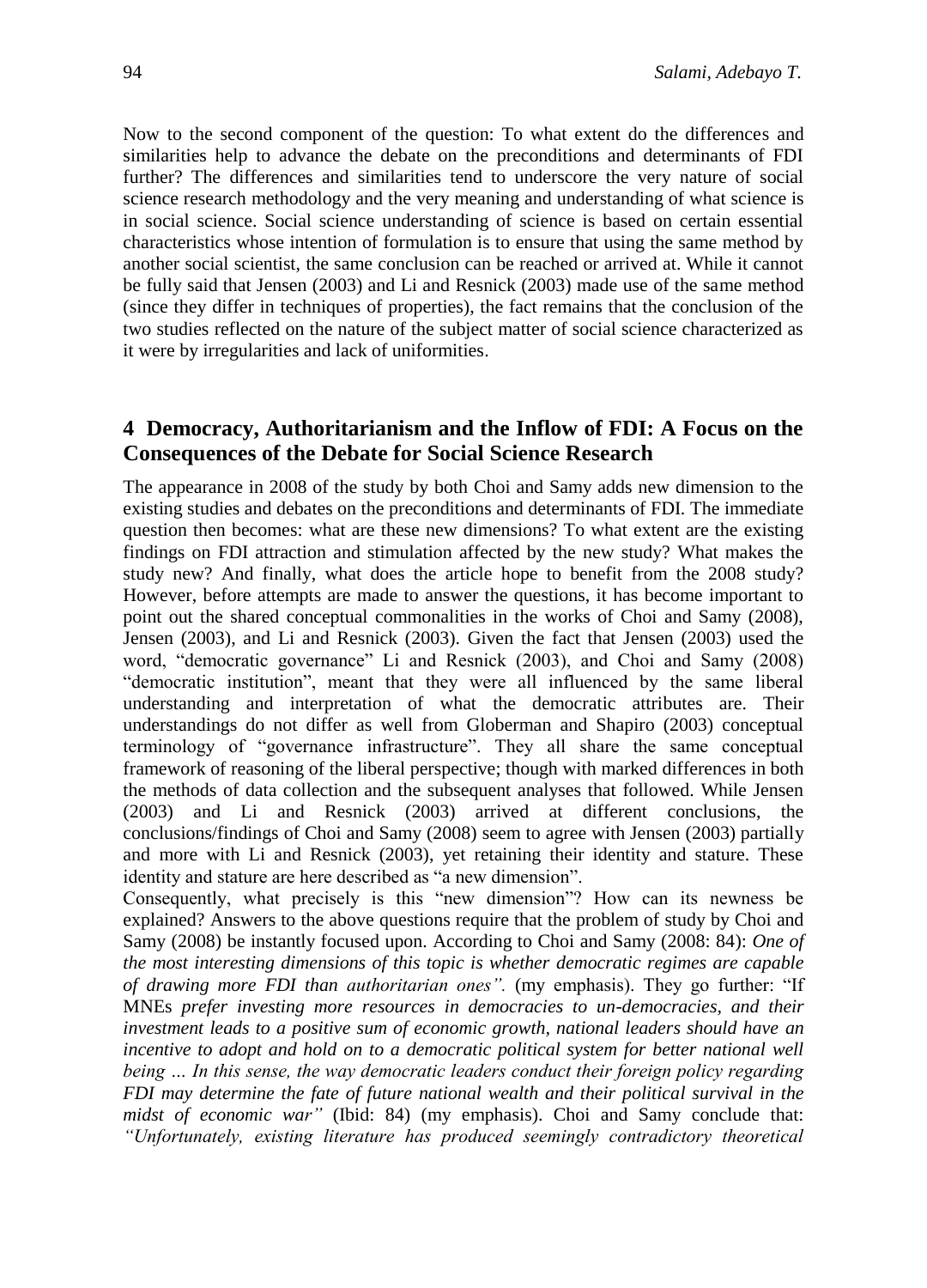Now to the second component of the question: To what extent do the differences and similarities help to advance the debate on the preconditions and determinants of FDI further? The differences and similarities tend to underscore the very nature of social science research methodology and the very meaning and understanding of what science is in social science. Social science understanding of science is based on certain essential characteristics whose intention of formulation is to ensure that using the same method by another social scientist, the same conclusion can be reached or arrived at. While it cannot be fully said that Jensen (2003) and Li and Resnick (2003) made use of the same method (since they differ in techniques of properties), the fact remains that the conclusion of the two studies reflected on the nature of the subject matter of social science characterized as it were by irregularities and lack of uniformities.

## 4 Democracy, Authoritarianism and the Inflow of FDI: A Focus on the Consequences of the Debate for Social Science Research

The appearance in 2008 of the study by both Choi and Samy adds new dimension to the existing studies and debates on the preconditions and determinants of FDI. The immediate question then becomes: what are these new dimensions? To what extent are the existing findings on FDI attraction and stimulation affected by the new study? What makes the study new? And finally, what does the article hope to benefit from the 2008 study? However, before attempts are made to answer the questions, it has become important to point out the shared conceptual commonalities in the works of Choi and Samy (2008), Jensen (2003), and Li and Resnick (2003). Given the fact that Jensen (2003) used the word, "democratic governance" Li and Resnick (2003), and Choi and Samy (2008) "democratic institution", meant that they were all influenced by the same liberal understanding and interpretation of what the democratic attributes are. Their understandings do not differ as well from Globerman and Shapiro (2003) conceptual terminology of "governance infrastructure". They all share the same conceptual framework of reasoning of the liberal perspective; though with marked differences in both the methods of data collection and the subsequent analyses that followed. While Jensen (2003) and Li and Resnick (2003) arrived at different conclusions, the conclusions/findings of Choi and Samy (2008) seem to agree with Jensen (2003) partially and more with Li and Resnick (2003), yet retaining their identity and stature. These identity and stature are here described as "a new dimension".

Consequently, what precisely is this "new dimension"? How can its newness be explained? Answers to the above questions require that the problem of study by Choi and Samy (2008) be instantly focused upon. According to Choi and Samy (2008: 84): *One of the most interesting dimensions of this topic is whether democratic regimes are capable of drawing more FDI than authoritarian ones".* (my emphasis). They go further: "If MNEs *prefer investing more resources in democracies to un-democracies, and their investment leads to a positive sum of economic growth, national leaders should have an incentive to adopt and hold on to a democratic political system for better national well being … In this sense, the way democratic leaders conduct their foreign policy regarding FDI may determine the fate of future national wealth and their political survival in the midst of economic war"* (Ibid: 84) (my emphasis). Choi and Samy conclude that: *"Unfortunately, existing literature has produced seemingly contradictory theoretical*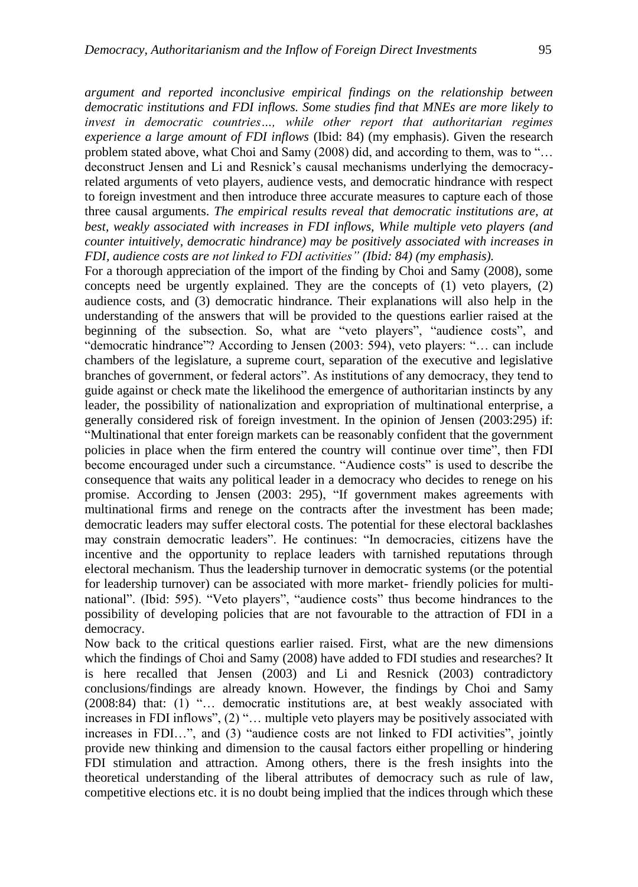*argument and reported inconclusive empirical findings on the relationship between democratic institutions and FDI inflows. Some studies find that MNEs are more likely to invest in democratic countries…, while other report that authoritarian regimes experience a large amount of FDI inflows* (Ibid: 84) (my emphasis). Given the research problem stated above, what Choi and Samy (2008) did, and according to them, was to "… deconstruct Jensen and Li and Resnick's causal mechanisms underlying the democracy-related arguments of veto players, audience vests, and democratic hindrance with respect to foreign investment and then introduce three accurate measures to capture each of those three causal arguments. *The empirical results reveal that democratic institutions are, at best, weakly associated with increases in FDI inflows, While multiple veto players (and counter intuitively, democratic hindrance) may be positively associated with increases in FDI, audience costs are not linked to FDI activities" (Ibid: 84) (my emphasis).*

For a thorough appreciation of the import of the finding by Choi and Samy (2008), some concepts need be urgently explained. They are the concepts of (1) veto players, (2) audience costs, and (3) democratic hindrance. Their explanations will also help in the understanding of the answers that will be provided to the questions earlier raised at the beginning of the subsection. So, what are "veto players", "audience costs", and "democratic hindrance"? According to Jensen (2003: 594), veto players: "… can include chambers of the legislature, a supreme court, separation of the executive and legislative branches of government, or federal actors". As institutions of any democracy, they tend to guide against or check mate the likelihood the emergence of authoritarian instincts by any leader, the possibility of nationalization and expropriation of multinational enterprise, a generally considered risk of foreign investment. In the opinion of Jensen (2003:295) if: "Multinational that enter foreign markets can be reasonably confident that the government policies in place when the firm entered the country will continue over time", then FDI become encouraged under such a circumstance. "Audience costs" is used to describe the consequence that waits any political leader in a democracy who decides to renege on his promise. According to Jensen (2003: 295), "If government makes agreements with multinational firms and renege on the contracts after the investment has been made; democratic leaders may suffer electoral costs. The potential for these electoral backlashes may constrain democratic leaders". He continues: "In democracies, citizens have the incentive and the opportunity to replace leaders with tarnished reputations through electoral mechanism. Thus the leadership turnover in democratic systems (or the potential for leadership turnover) can be associated with more market- friendly policies for multi-national". (Ibid: 595). "Veto players", "audience costs" thus become hindrances to the possibility of developing policies that are not favourable to the attraction of FDI in a democracy.

Now back to the critical questions earlier raised. First, what are the new dimensions which the findings of Choi and Samy (2008) have added to FDI studies and researches? It is here recalled that Jensen (2003) and Li and Resnick (2003) contradictory conclusions/findings are already known. However, the findings by Choi and Samy (2008:84) that: (1) "… democratic institutions are, at best weakly associated with increases in FDI inflows", (2) "… multiple veto players may be positively associated with increases in FDI…", and (3) "audience costs are not linked to FDI activities", jointly provide new thinking and dimension to the causal factors either propelling or hindering FDI stimulation and attraction. Among others, there is the fresh insights into the theoretical understanding of the liberal attributes of democracy such as rule of law, competitive elections etc. it is no doubt being implied that the indices through which these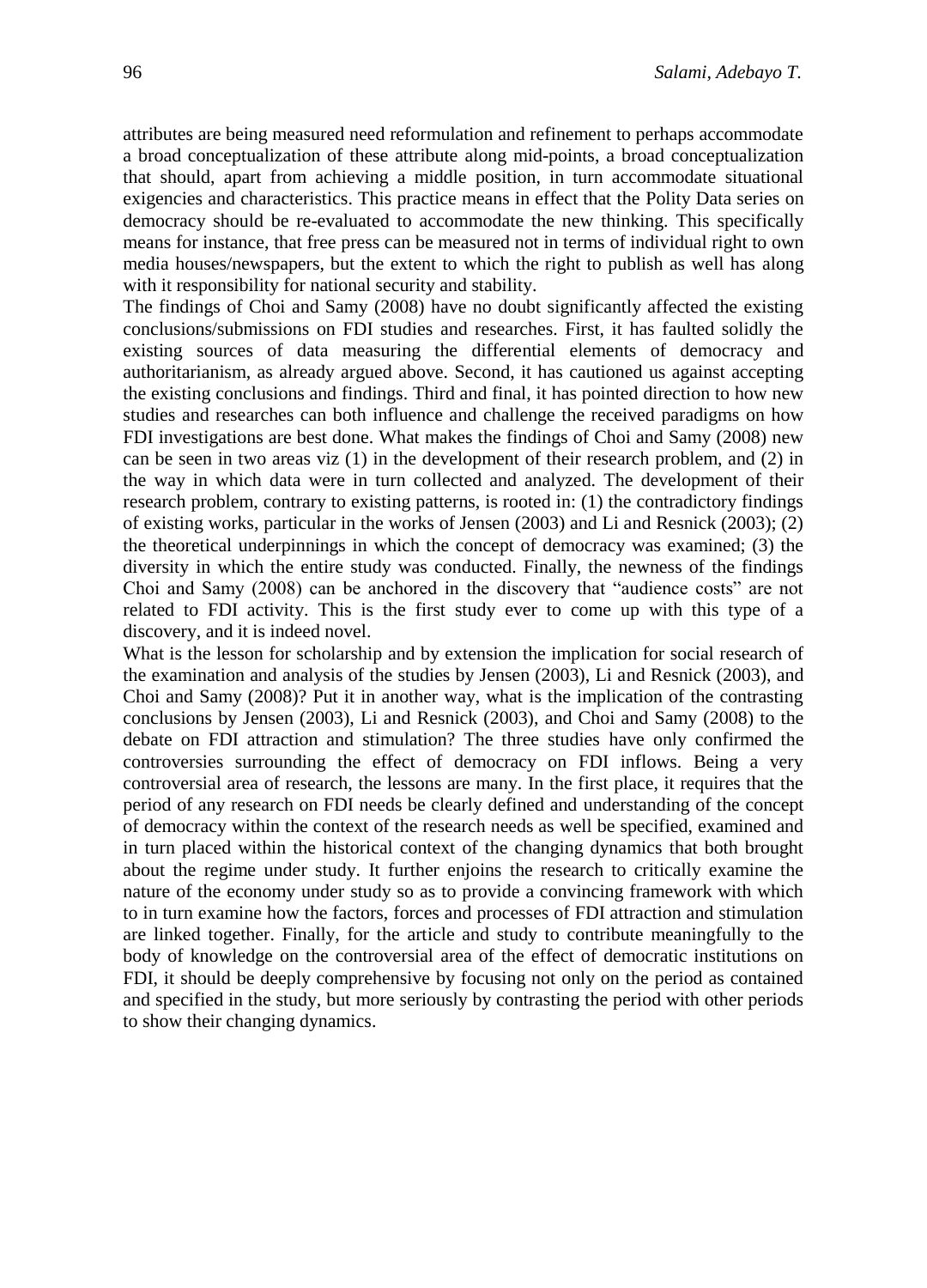attributes are being measured need reformulation and refinement to perhaps accommodate a broad conceptualization of these attribute along mid-points, a broad conceptualization that should, apart from achieving a middle position, in turn accommodate situational exigencies and characteristics. This practice means in effect that the Polity Data series on democracy should be re-evaluated to accommodate the new thinking. This specifically means for instance, that free press can be measured not in terms of individual right to own media houses/newspapers, but the extent to which the right to publish as well has along with it responsibility for national security and stability.

The findings of Choi and Samy (2008) have no doubt significantly affected the existing conclusions/submissions on FDI studies and researches. First, it has faulted solidly the existing sources of data measuring the differential elements of democracy and authoritarianism, as already argued above. Second, it has cautioned us against accepting the existing conclusions and findings. Third and final, it has pointed direction to how new studies and researches can both influence and challenge the received paradigms on how FDI investigations are best done. What makes the findings of Choi and Samy (2008) new can be seen in two areas viz (1) in the development of their research problem, and (2) in the way in which data were in turn collected and analyzed. The development of their research problem, contrary to existing patterns, is rooted in: (1) the contradictory findings of existing works, particular in the works of Jensen (2003) and Li and Resnick (2003); (2) the theoretical underpinnings in which the concept of democracy was examined; (3) the diversity in which the entire study was conducted. Finally, the newness of the findings Choi and Samy (2008) can be anchored in the discovery that "audience costs" are not related to FDI activity. This is the first study ever to come up with this type of a discovery, and it is indeed novel.

What is the lesson for scholarship and by extension the implication for social research of the examination and analysis of the studies by Jensen (2003), Li and Resnick (2003), and Choi and Samy (2008)? Put it in another way, what is the implication of the contrasting conclusions by Jensen (2003), Li and Resnick (2003), and Choi and Samy (2008) to the debate on FDI attraction and stimulation? The three studies have only confirmed the controversies surrounding the effect of democracy on FDI inflows. Being a very controversial area of research, the lessons are many. In the first place, it requires that the period of any research on FDI needs be clearly defined and understanding of the concept of democracy within the context of the research needs as well be specified, examined and in turn placed within the historical context of the changing dynamics that both brought about the regime under study. It further enjoins the research to critically examine the nature of the economy under study so as to provide a convincing framework with which to in turn examine how the factors, forces and processes of FDI attraction and stimulation are linked together. Finally, for the article and study to contribute meaningfully to the body of knowledge on the controversial area of the effect of democratic institutions on FDI, it should be deeply comprehensive by focusing not only on the period as contained and specified in the study, but more seriously by contrasting the period with other periods to show their changing dynamics.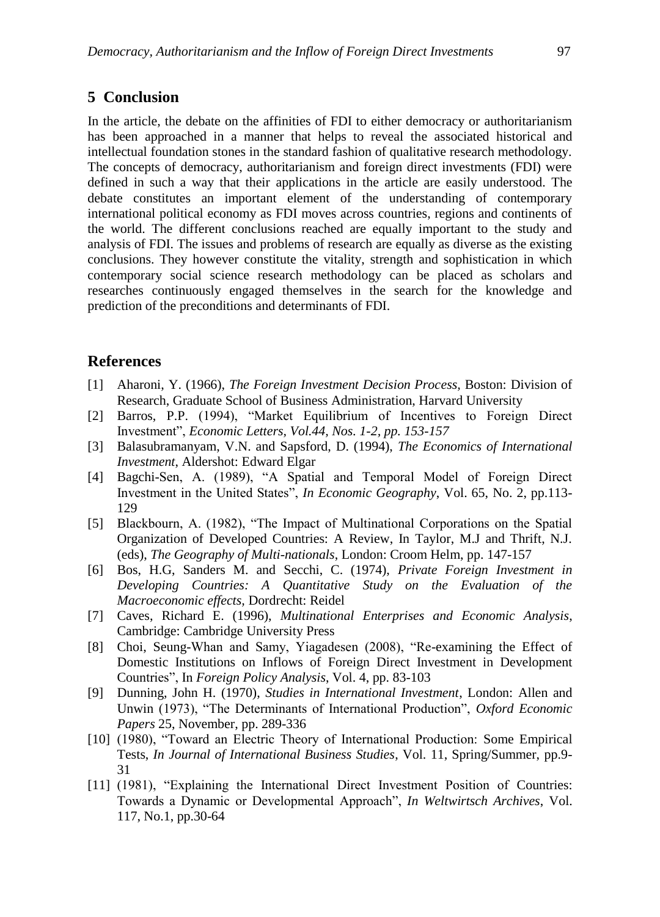## 5 Conclusion

In the article, the debate on the affinities of FDI to either democracy or authoritarianism has been approached in a manner that helps to reveal the associated historical and intellectual foundation stones in the standard fashion of qualitative research methodology. The concepts of democracy, authoritarianism and foreign direct investments (FDI) were defined in such a way that their applications in the article are easily understood. The debate constitutes an important element of the understanding of contemporary international political economy as FDI moves across countries, regions and continents of the world. The different conclusions reached are equally important to the study and analysis of FDI. The issues and problems of research are equally as diverse as the existing conclusions. They however constitute the vitality, strength and sophistication in which contemporary social science research methodology can be placed as scholars and researches continuously engaged themselves in the search for the knowledge and prediction of the preconditions and determinants of FDI.

## References

[1] Aharoni, Y. (1966), *The Foreign Investment Decision Process*, Boston: Division of Research, Graduate School of Business Administration, Harvard University

[2] Barros, P.P. (1994), "Market Equilibrium of Incentives to Foreign Direct Investment", *Economic Letters, Vol.44, Nos. 1-2, pp. 153-157*

[3] Balasubramanyam, V.N. and Sapsford, D. (1994), *The Economics of International Investment*, Aldershot: Edward Elgar

[4] Bagchi-Sen, A. (1989), "A Spatial and Temporal Model of Foreign Direct Investment in the United States", *In Economic Geography*, Vol. 65, No. 2, pp.113-129

[5] Blackbourn, A. (1982), "The Impact of Multinational Corporations on the Spatial Organization of Developed Countries: A Review, In Taylor, M.J and Thrift, N.J. (eds), *The Geography of Multi-nationals*, London: Croom Helm, pp. 147-157

[6] Bos, H.G, Sanders M. and Secchi, C. (1974), *Private Foreign Investment in Developing Countries: A Quantitative Study on the Evaluation of the Macroeconomic effects*, Dordrecht: Reidel

[7] Caves, Richard E. (1996), *Multinational Enterprises and Economic Analysis*, Cambridge: Cambridge University Press

[8] Choi, Seung-Whan and Samy, Yiagadesen (2008), "Re-examining the Effect of Domestic Institutions on Inflows of Foreign Direct Investment in Development Countries", In *Foreign Policy Analysis*, Vol. 4, pp. 83-103

[9] Dunning, John H. (1970), *Studies in International Investment*, London: Allen and Unwin (1973), "The Determinants of International Production", *Oxford Economic Papers* 25, November, pp. 289-336

[10] (1980), "Toward an Electric Theory of International Production: Some Empirical Tests, *In Journal of International Business Studies*, Vol. 11, Spring/Summer, pp.9-31

[11] (1981), "Explaining the International Direct Investment Position of Countries: Towards a Dynamic or Developmental Approach", *In Weltwirtsch Archives*, Vol. 117, No.1, pp.30-64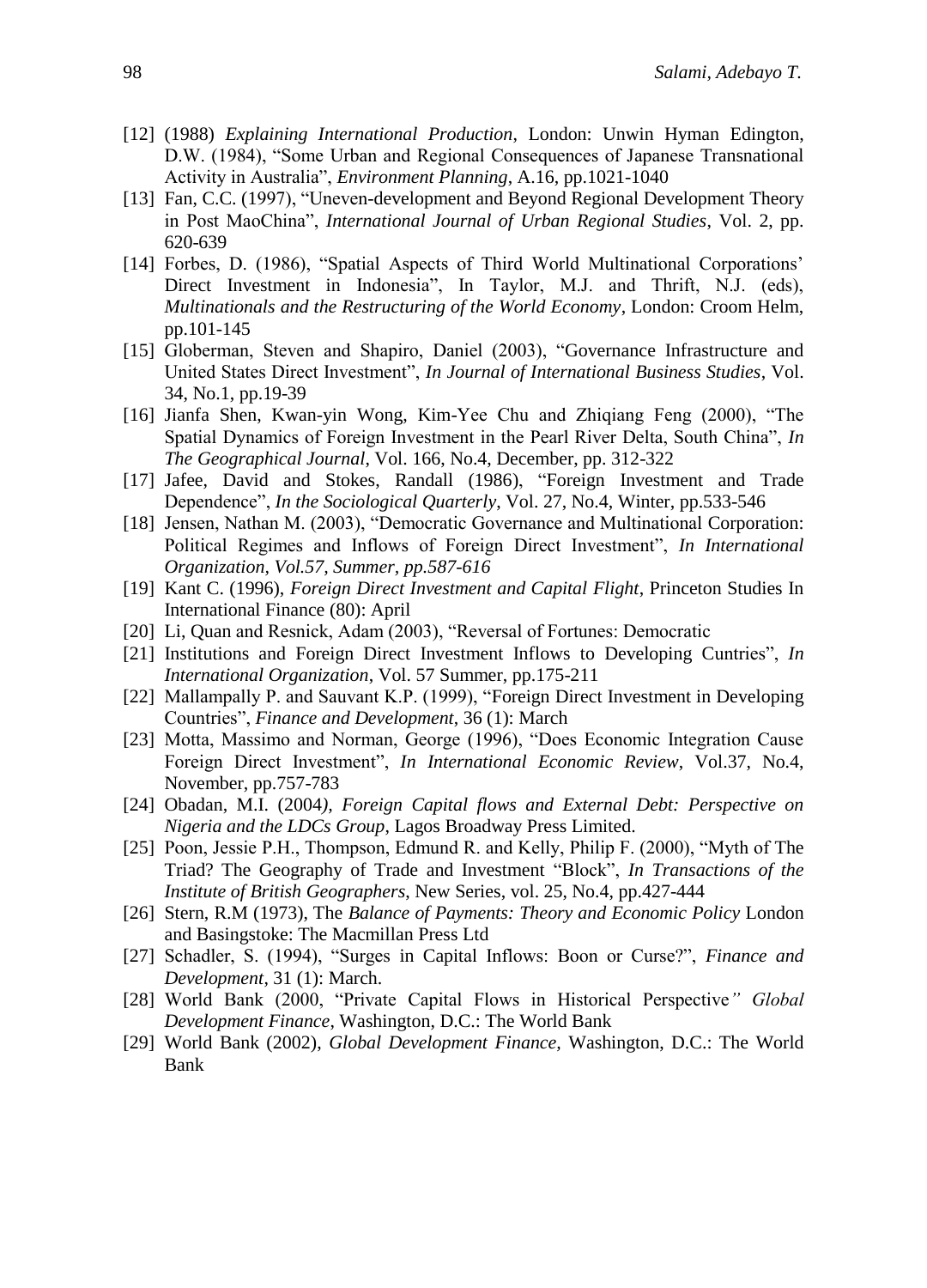[12] (1988) *Explaining International Production*, London: Unwin Hyman Edington, D.W. (1984), "Some Urban and Regional Consequences of Japanese Transnational Activity in Australia", *Environment Planning*, A.16, pp.1021-1040

[13] Fan, C.C. (1997), "Uneven-development and Beyond Regional Development Theory in Post MaoChina", *International Journal of Urban Regional Studies*, Vol. 2, pp. 620-639

[14] Forbes, D. (1986), "Spatial Aspects of Third World Multinational Corporations' Direct Investment in Indonesia", In Taylor, M.J. and Thrift, N.J. (eds), *Multinationals and the Restructuring of the World Economy*, London: Croom Helm, pp.101-145

[15] Globerman, Steven and Shapiro, Daniel (2003), "Governance Infrastructure and United States Direct Investment", *In Journal of International Business Studies*, Vol. 34, No.1, pp.19-39

[16] Jianfa Shen, Kwan-yin Wong, Kim-Yee Chu and Zhiqiang Feng (2000), "The Spatial Dynamics of Foreign Investment in the Pearl River Delta, South China", *In The Geographical Journal*, Vol. 166, No.4, December, pp. 312-322

[17] Jafee, David and Stokes, Randall (1986), "Foreign Investment and Trade Dependence", *In the Sociological Quarterly*, Vol. 27, No.4, Winter, pp.533-546

[18] Jensen, Nathan M. (2003), "Democratic Governance and Multinational Corporation: Political Regimes and Inflows of Foreign Direct Investment", *In International Organization, Vol.57, Summer, pp.587-616*

[19] Kant C. (1996), *Foreign Direct Investment and Capital Flight*, Princeton Studies In International Finance (80): April

[20] Li, Quan and Resnick, Adam (2003), "Reversal of Fortunes: Democratic

[21] Institutions and Foreign Direct Investment Inflows to Developing Cuntries", *In International Organization*, Vol. 57 Summer, pp.175-211

[22] Mallampally P. and Sauvant K.P. (1999), "Foreign Direct Investment in Developing Countries", *Finance and Development*, 36 (1): March

[23] Motta, Massimo and Norman, George (1996), "Does Economic Integration Cause Foreign Direct Investment", *In International Economic Review*, Vol.37, No.4, November, pp.757-783

[24] Obadan, M.I. (2004*), Foreign Capital flows and External Debt: Perspective on Nigeria and the LDCs Group*, Lagos Broadway Press Limited.

[25] Poon, Jessie P.H., Thompson, Edmund R. and Kelly, Philip F. (2000), "Myth of The Triad? The Geography of Trade and Investment "Block", *In Transactions of the Institute of British Geographers*, New Series, vol. 25, No.4, pp.427-444

[26] Stern, R.M (1973), The *Balance of Payments: Theory and Economic Policy* London and Basingstoke: The Macmillan Press Ltd

[27] Schadler, S. (1994), "Surges in Capital Inflows: Boon or Curse?", *Finance and Development*, 31 (1): March.

[28] World Bank (2000, "Private Capital Flows in Historical Perspective*" Global Development Finance*, Washington, D.C.: The World Bank

[29] World Bank (2002), *Global Development Finance*, Washington, D.C.: The World Bank